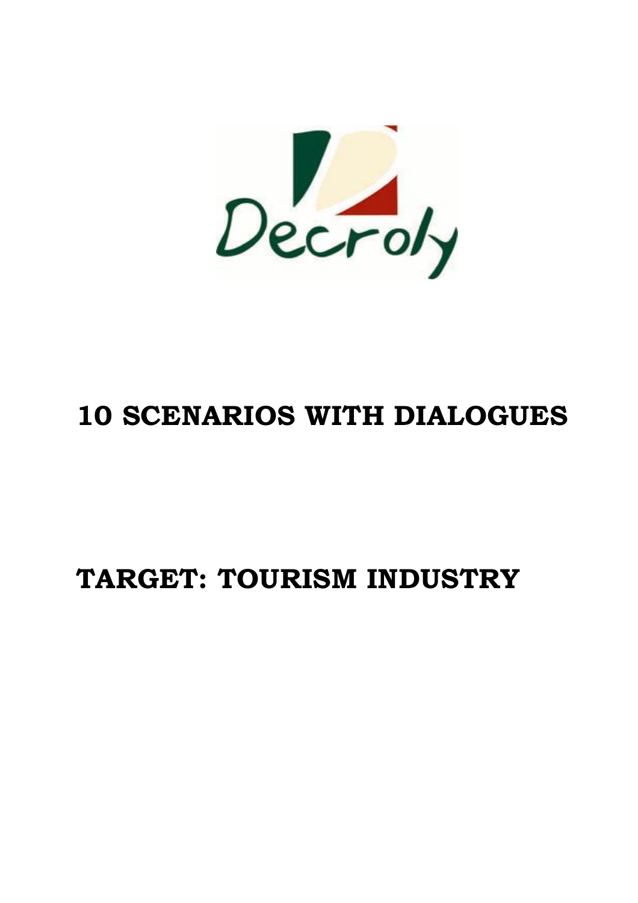Decroly

# 10 SCENARIOS WITH DIALOGUES

# TARGET: TOURISM INDUSTRY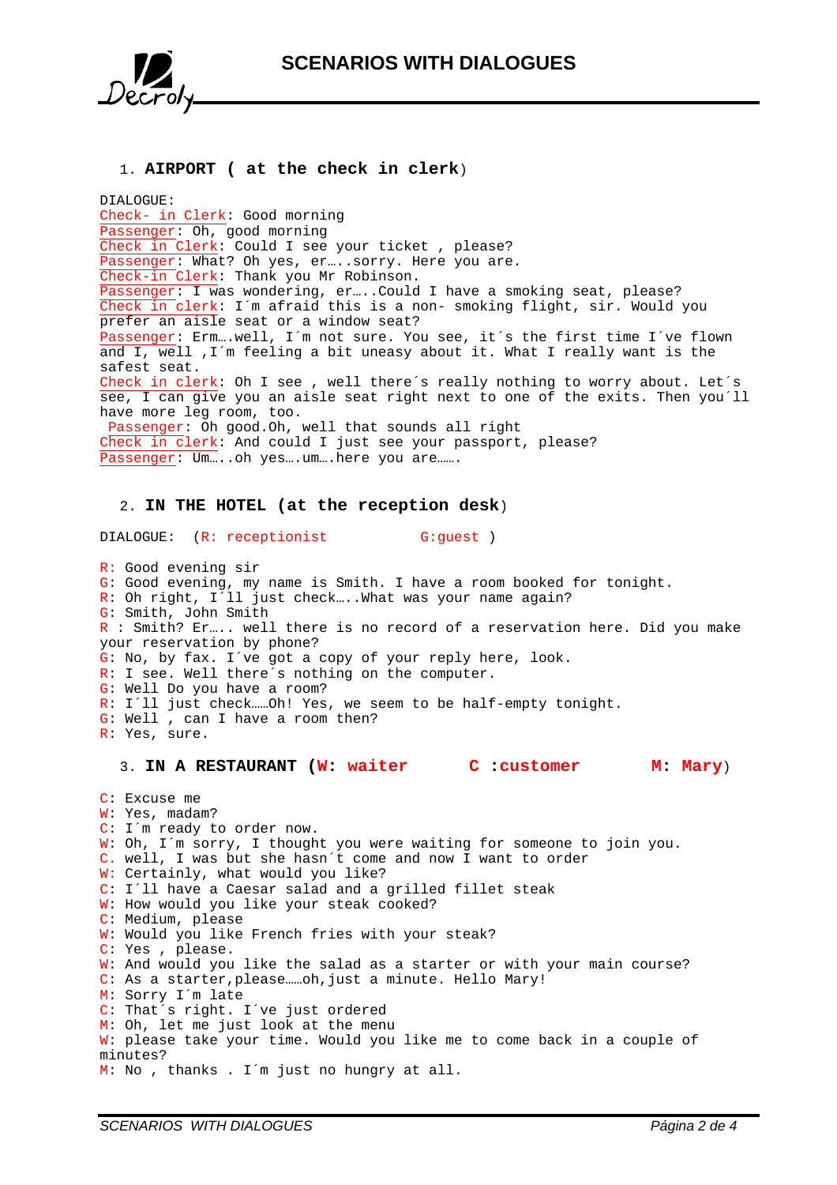# SCENARIOS WITH DIALOGUES

1. **AIRPORT ( at the check in clerk**)

DIALOGUE:
Check- in Clerk: Good morning
Passenger: Oh, good morning
Check in Clerk: Could I see your ticket , please?
Passenger: What? Oh yes, er…..sorry. Here you are.
Check-in Clerk: Thank you Mr Robinson.
Passenger: I was wondering, er…..Could I have a smoking seat, please?
Check in clerk: I´m afraid this is a non- smoking flight, sir. Would you prefer an aisle seat or a window seat?
Passenger: Erm….well, I´m not sure. You see, it´s the first time I´ve flown and I, well ,I´m feeling a bit uneasy about it. What I really want is the safest seat.
Check in clerk: Oh I see , well there´s really nothing to worry about. Let´s see, I can give you an aisle seat right next to one of the exits. Then you´ll have more leg room, too.
Passenger: Oh good.Oh, well that sounds all right
Check in clerk: And could I just see your passport, please?
Passenger: Um…..oh yes….um….here you are…….

2. **IN THE HOTEL (at the reception desk**)

DIALOGUE: (R: receptionist G:guest )

R: Good evening sir
G: Good evening, my name is Smith. I have a room booked for tonight.
R: Oh right, I´ll just check…..What was your name again?
G: Smith, John Smith
R : Smith? Er….. well there is no record of a reservation here. Did you make your reservation by phone?
G: No, by fax. I´ve got a copy of your reply here, look.
R: I see. Well there´s nothing on the computer.
G: Well Do you have a room?
R: I´ll just check……Oh! Yes, we seem to be half-empty tonight.
G: Well , can I have a room then?
R: Yes, sure.

3. **IN A RESTAURANT (W: waiter C :customer M: Mary**)

C: Excuse me
W: Yes, madam?
C: I´m ready to order now.
W: Oh, I´m sorry, I thought you were waiting for someone to join you.
C. well, I was but she hasn´t come and now I want to order
W: Certainly, what would you like?
C: I´ll have a Caesar salad and a grilled fillet steak
W: How would you like your steak cooked?
C: Medium, please
W: Would you like French fries with your steak?
C: Yes , please.
W: And would you like the salad as a starter or with your main course?
C: As a starter,please……oh,just a minute. Hello Mary!
M: Sorry I´m late
C: That´s right. I´ve just ordered
M: Oh, let me just look at the menu
W: please take your time. Would you like me to come back in a couple of minutes?
M: No , thanks . I´m just no hungry at all.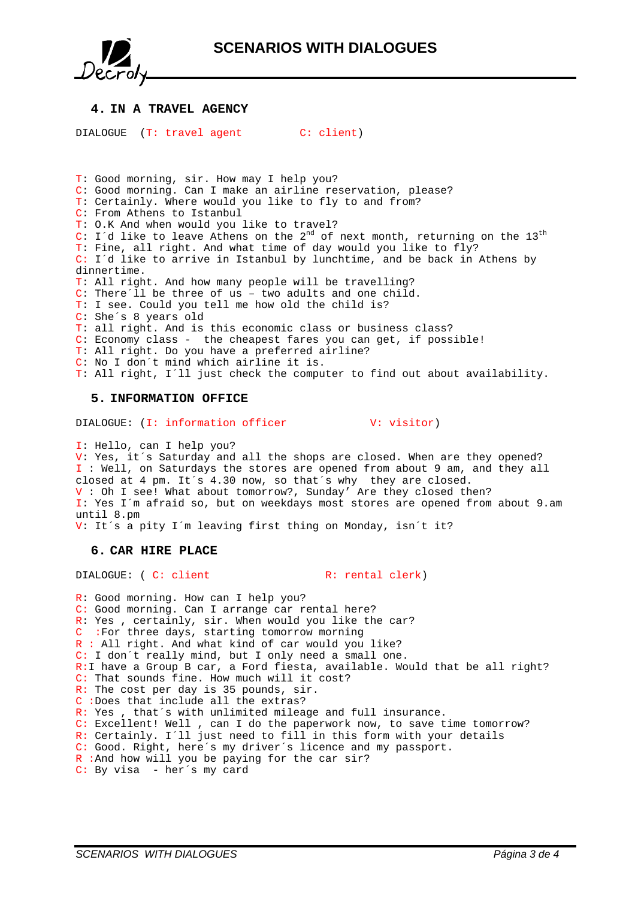## 4. IN A TRAVEL AGENCY

DIALOGUE (T: travel agent C: client)

T: Good morning, sir. How may I help you?
C: Good morning. Can I make an airline reservation, please?
T: Certainly. Where would you like to fly to and from?
C: From Athens to Istanbul
T: O.K And when would you like to travel?
C: I´d like to leave Athens on the 2nd of next month, returning on the 13th
T: Fine, all right. And what time of day would you like to fly?
C: I´d like to arrive in Istanbul by lunchtime, and be back in Athens by dinnertime.
T: All right. And how many people will be travelling?
C: There´ll be three of us – two adults and one child.
T: I see. Could you tell me how old the child is?
C: She´s 8 years old
T: all right. And is this economic class or business class?
C: Economy class - the cheapest fares you can get, if possible!
T: All right. Do you have a preferred airline?
C: No I don´t mind which airline it is.
T: All right, I´ll just check the computer to find out about availability.

## 5. INFORMATION OFFICE

DIALOGUE: (I: information officer V: visitor)

I: Hello, can I help you?
V: Yes, it´s Saturday and all the shops are closed. When are they opened?
I : Well, on Saturdays the stores are opened from about 9 am, and they all closed at 4 pm. It´s 4.30 now, so that´s why they are closed.
V : Oh I see! What about tomorrow?, Sunday' Are they closed then?
I: Yes I´m afraid so, but on weekdays most stores are opened from about 9.am until 8.pm
V: It´s a pity I´m leaving first thing on Monday, isn´t it?

## 6. CAR HIRE PLACE

DIALOGUE: ( C: client R: rental clerk)

R: Good morning. How can I help you?
C: Good morning. Can I arrange car rental here?
R: Yes , certainly, sir. When would you like the car?
C :For three days, starting tomorrow morning
R : All right. And what kind of car would you like?
C: I don´t really mind, but I only need a small one.
R:I have a Group B car, a Ford fiesta, available. Would that be all right?
C: That sounds fine. How much will it cost?
R: The cost per day is 35 pounds, sir.
C :Does that include all the extras?
R: Yes , that´s with unlimited mileage and full insurance.
C: Excellent! Well , can I do the paperwork now, to save time tomorrow?
R: Certainly. I´ll just need to fill in this form with your details
C: Good. Right, here´s my driver´s licence and my passport.
R :And how will you be paying for the car sir?
C: By visa - her´s my card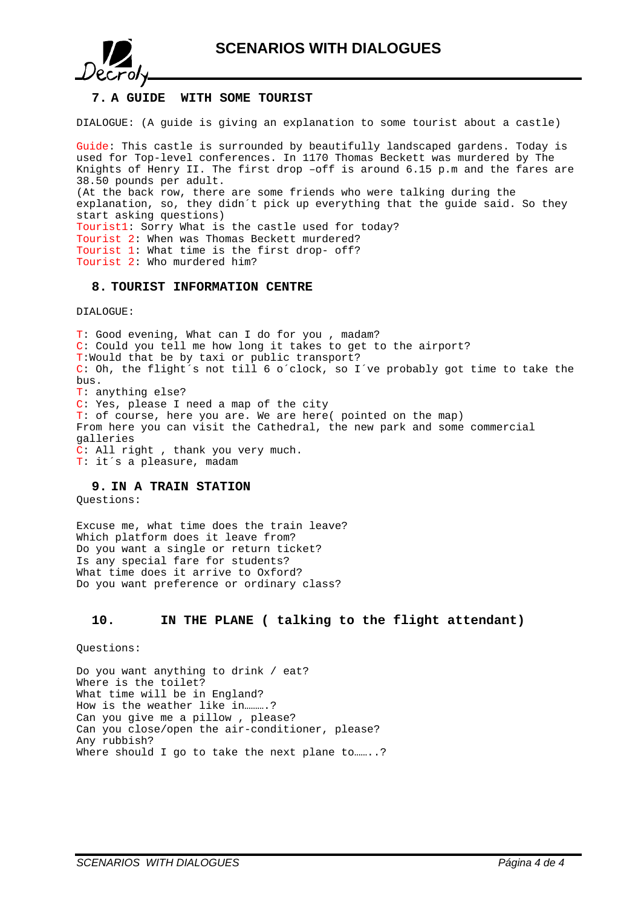## 7. A GUIDE  WITH SOME TOURIST

DIALOGUE: (A guide is giving an explanation to some tourist about a castle)

Guide: This castle is surrounded by beautifully landscaped gardens. Today is used for Top-level conferences. In 1170 Thomas Beckett was murdered by The Knights of Henry II. The first drop –off is around 6.15 p.m and the fares are 38.50 pounds per adult.
(At the back row, there are some friends who were talking during the explanation, so, they didn´t pick up everything that the guide said. So they start asking questions)
Tourist1: Sorry What is the castle used for today?
Tourist 2: When was Thomas Beckett murdered?
Tourist 1: What time is the first drop- off?
Tourist 2: Who murdered him?

## 8. TOURIST INFORMATION CENTRE

DIALOGUE:

T: Good evening, What can I do for you , madam?
C: Could you tell me how long it takes to get to the airport?
T:Would that be by taxi or public transport?
C: Oh, the flight´s not till 6 o´clock, so I´ve probably got time to take the bus.
T: anything else?
C: Yes, please I need a map of the city
T: of course, here you are. We are here( pointed on the map)
From here you can visit the Cathedral, the new park and some commercial galleries
C: All right , thank you very much.
T: it´s a pleasure, madam

## 9. IN A TRAIN STATION

Questions:

Excuse me, what time does the train leave?
Which platform does it leave from?
Do you want a single or return ticket?
Is any special fare for students?
What time does it arrive to Oxford?
Do you want preference or ordinary class?

## 10. IN THE PLANE ( talking to the flight attendant)

Questions:

Do you want anything to drink / eat?
Where is the toilet?
What time will be in England?
How is the weather like in……….?
Can you give me a pillow , please?
Can you close/open the air-conditioner, please?
Any rubbish?
Where should I go to take the next plane to……..?